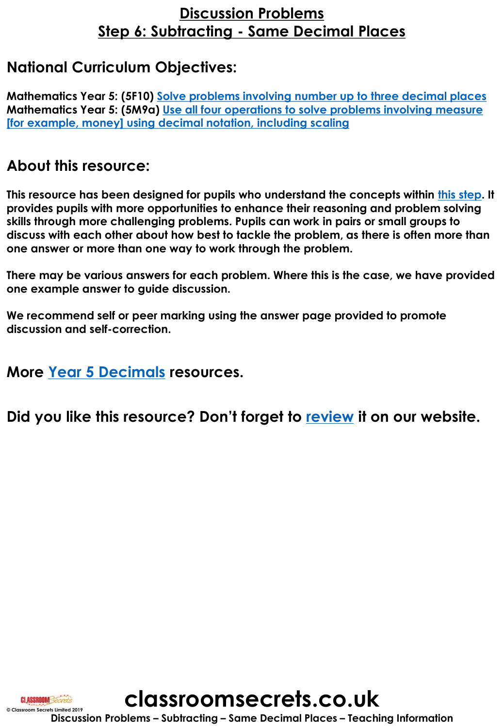# Discussion Problems
## Step 6: Subtracting - Same Decimal Places

## National Curriculum Objectives:

**Mathematics Year 5: (5F10)** Solve problems involving number up to three decimal places
**Mathematics Year 5: (5M9a)** Use all four operations to solve problems involving measure [for example, money] using decimal notation, including scaling

## About this resource:

**This resource has been designed for pupils who understand the concepts within this step. It provides pupils with more opportunities to enhance their reasoning and problem solving skills through more challenging problems. Pupils can work in pairs or small groups to discuss with each other about how best to tackle the problem, as there is often more than one answer or more than one way to work through the problem.**

**There may be various answers for each problem. Where this is the case, we have provided one example answer to guide discussion.**

**We recommend self or peer marking using the answer page provided to promote discussion and self-correction.**

## More Year 5 Decimals resources.

## Did you like this resource? Don't forget to review it on our website.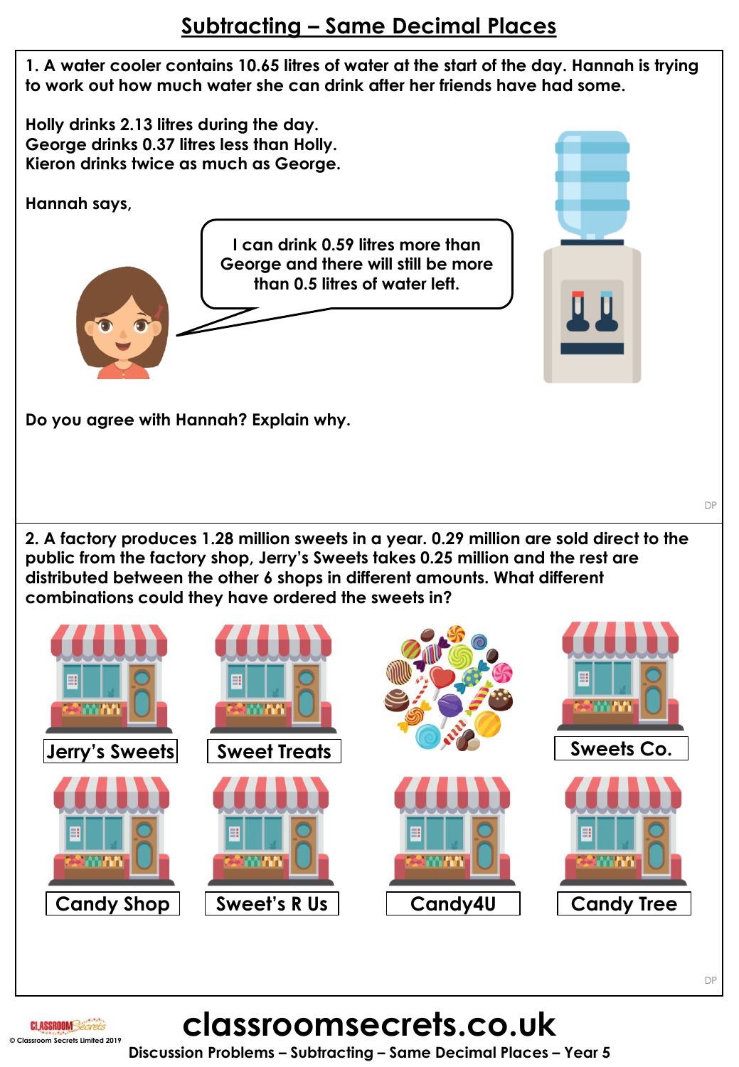# Subtracting – Same Decimal Places

1. A water cooler contains 10.65 litres of water at the start of the day. Hannah is trying to work out how much water she can drink after her friends have had some.

**Holly drinks 2.13 litres during the day.**
**George drinks 0.37 litres less than Holly.**
**Kieron drinks twice as much as George.**

Hannah says,

I can drink 0.59 litres more than George and there will still be more than 0.5 litres of water left.

**Do you agree with Hannah? Explain why.**

2. A factory produces 1.28 million sweets in a year. 0.29 million are sold direct to the public from the factory shop, Jerry's Sweets takes 0.25 million and the rest are distributed between the other 6 shops in different amounts. What different combinations could they have ordered the sweets in?

Jerry's Sweets | Sweet Treats | Sweets Co.

Candy Shop | Sweet's R Us | Candy4U | Candy Tree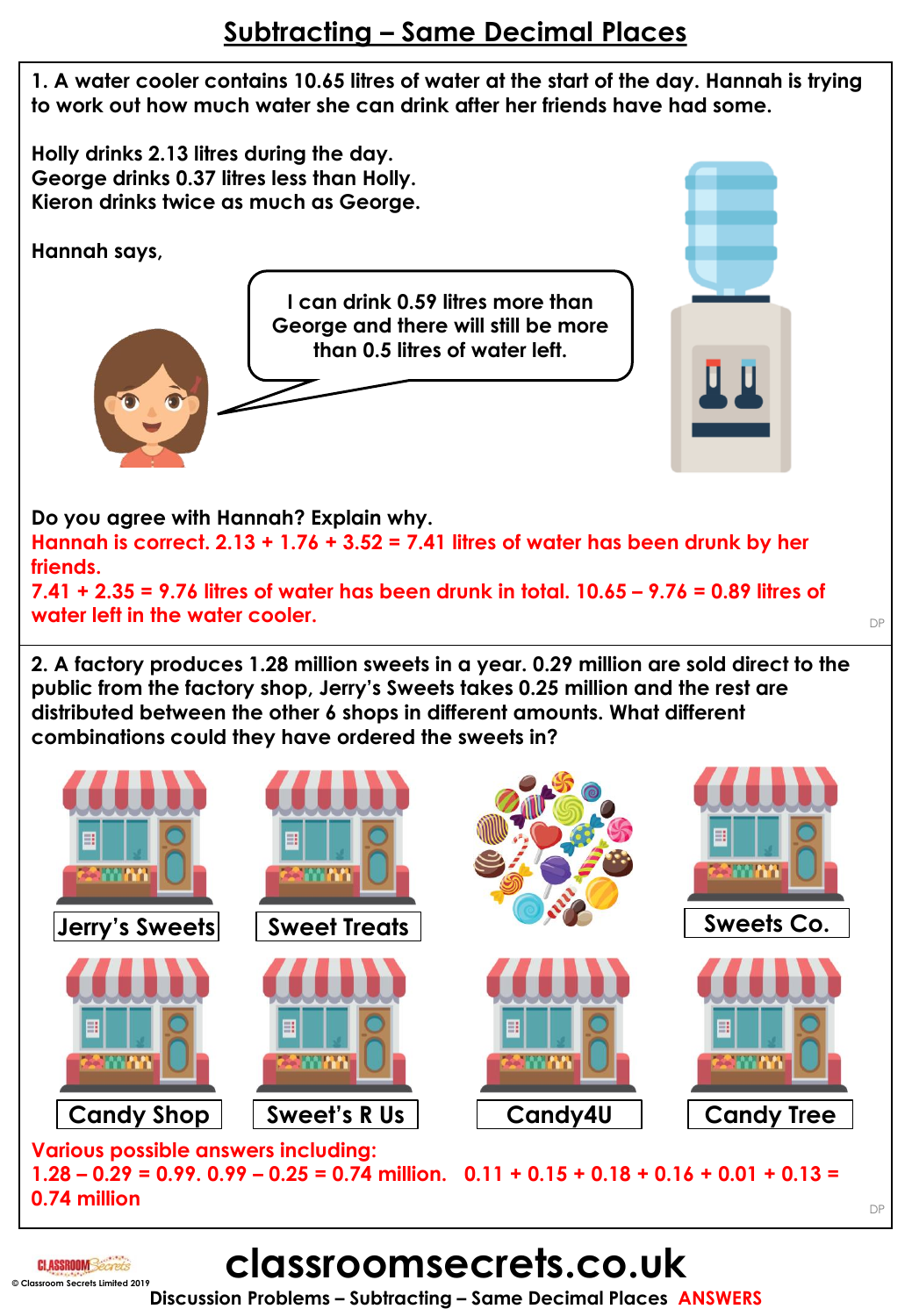# Subtracting – Same Decimal Places

1. A water cooler contains 10.65 litres of water at the start of the day. Hannah is trying to work out how much water she can drink after her friends have had some.

Holly drinks 2.13 litres during the day.
George drinks 0.37 litres less than Holly.
Kieron drinks twice as much as George.

Hannah says,

> I can drink 0.59 litres more than George and there will still be more than 0.5 litres of water left.

Do you agree with Hannah? Explain why.

Hannah is correct. 2.13 + 1.76 + 3.52 = 7.41 litres of water has been drunk by her friends.
7.41 + 2.35 = 9.76 litres of water has been drunk in total. 10.65 – 9.76 = 0.89 litres of water left in the water cooler.

DP

2. A factory produces 1.28 million sweets in a year. 0.29 million are sold direct to the public from the factory shop, Jerry's Sweets takes 0.25 million and the rest are distributed between the other 6 shops in different amounts. What different combinations could they have ordered the sweets in?

Jerry's Sweets | Sweet Treats | Sweets Co. | Candy Shop | Sweet's R Us | Candy4U | Candy Tree

Various possible answers including:
1.28 – 0.29 = 0.99. 0.99 – 0.25 = 0.74 million. 0.11 + 0.15 + 0.18 + 0.16 + 0.01 + 0.13 = 0.74 million

DP

classroomsecrets.co.uk

Discussion Problems – Subtracting – Same Decimal Places ANSWERS